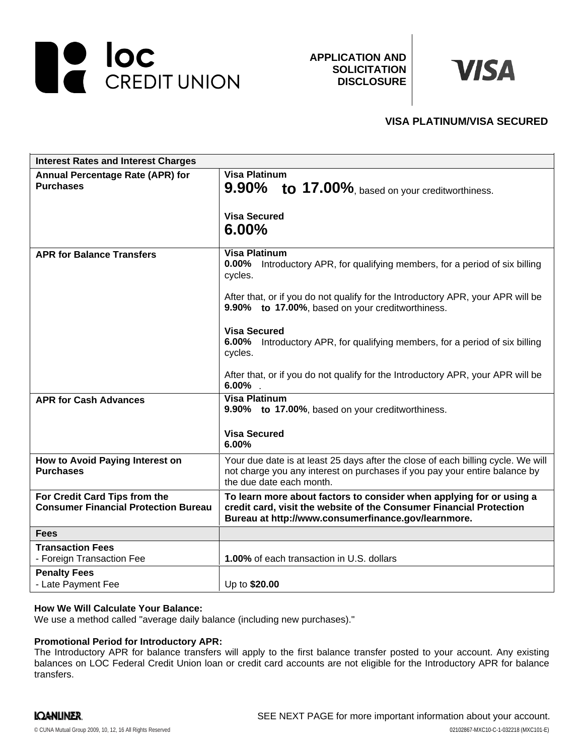loc CREDIT UNION

**APPLICATION AND SOLICITATION DISCLOSURE**

VISA

## VISA PLATINUM/VISA SECURED

| Interest Rates and Interest Charges | |
|---|---|
| **Annual Percentage Rate (APR) for Purchases** | **Visa Platinum**<br>**9.90% to 17.00%**, based on your creditworthiness.<br><br>**Visa Secured**<br>**6.00%** |
| **APR for Balance Transfers** | **Visa Platinum**<br>**0.00%** Introductory APR, for qualifying members, for a period of six billing cycles.<br><br>After that, or if you do not qualify for the Introductory APR, your APR will be **9.90% to 17.00%**, based on your creditworthiness.<br><br>**Visa Secured**<br>**6.00%** Introductory APR, for qualifying members, for a period of six billing cycles.<br><br>After that, or if you do not qualify for the Introductory APR, your APR will be **6.00%** . |
| **APR for Cash Advances** | **Visa Platinum**<br>**9.90% to 17.00%**, based on your creditworthiness.<br><br>**Visa Secured**<br>**6.00%** |
| **How to Avoid Paying Interest on Purchases** | Your due date is at least 25 days after the close of each billing cycle. We will not charge you any interest on purchases if you pay your entire balance by the due date each month. |
| **For Credit Card Tips from the Consumer Financial Protection Bureau** | **To learn more about factors to consider when applying for or using a credit card, visit the website of the Consumer Financial Protection Bureau at http://www.consumerfinance.gov/learnmore.** |
| **Fees** | |
| **Transaction Fees**<br>- Foreign Transaction Fee | **1.00%** of each transaction in U.S. dollars |
| **Penalty Fees**<br>- Late Payment Fee | Up to **$20.00** |

**How We Will Calculate Your Balance:**
We use a method called "average daily balance (including new purchases)."

**Promotional Period for Introductory APR:**
The Introductory APR for balance transfers will apply to the first balance transfer posted to your account. Any existing balances on LOC Federal Credit Union loan or credit card accounts are not eligible for the Introductory APR for balance transfers.

SEE NEXT PAGE for more important information about your account.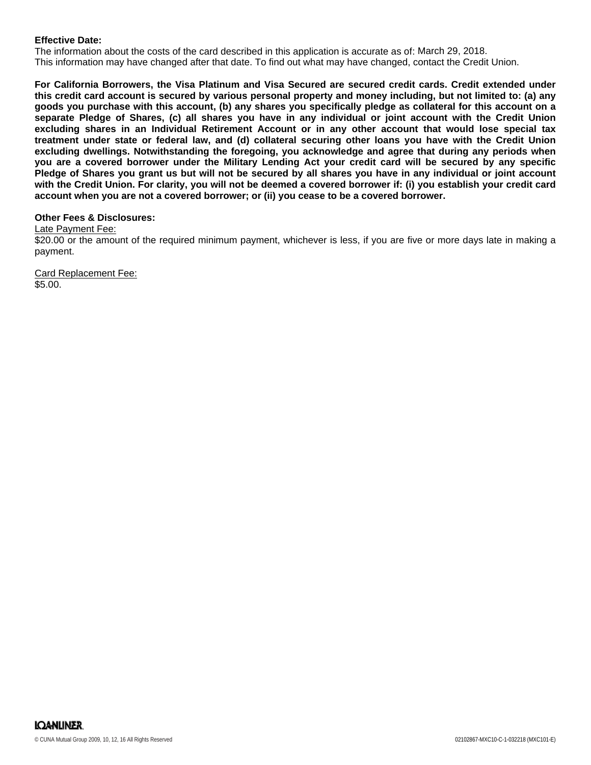**Effective Date:**

The information about the costs of the card described in this application is accurate as of: March 29, 2018.
This information may have changed after that date. To find out what may have changed, contact the Credit Union.

**For California Borrowers, the Visa Platinum and Visa Secured are secured credit cards. Credit extended under this credit card account is secured by various personal property and money including, but not limited to: (a) any goods you purchase with this account, (b) any shares you specifically pledge as collateral for this account on a separate Pledge of Shares, (c) all shares you have in any individual or joint account with the Credit Union excluding shares in an Individual Retirement Account or in any other account that would lose special tax treatment under state or federal law, and (d) collateral securing other loans you have with the Credit Union excluding dwellings. Notwithstanding the foregoing, you acknowledge and agree that during any periods when you are a covered borrower under the Military Lending Act your credit card will be secured by any specific Pledge of Shares you grant us but will not be secured by all shares you have in any individual or joint account with the Credit Union. For clarity, you will not be deemed a covered borrower if: (i) you establish your credit card account when you are not a covered borrower; or (ii) you cease to be a covered borrower.**

**Other Fees & Disclosures:**

Late Payment Fee:
$20.00 or the amount of the required minimum payment, whichever is less, if you are five or more days late in making a payment.

Card Replacement Fee:
$5.00.

LOANLINER

© CUNA Mutual Group 2009, 10, 12, 16 All Rights Reserved

02102867-MXC10-C-1-032218 (MXC101-E)